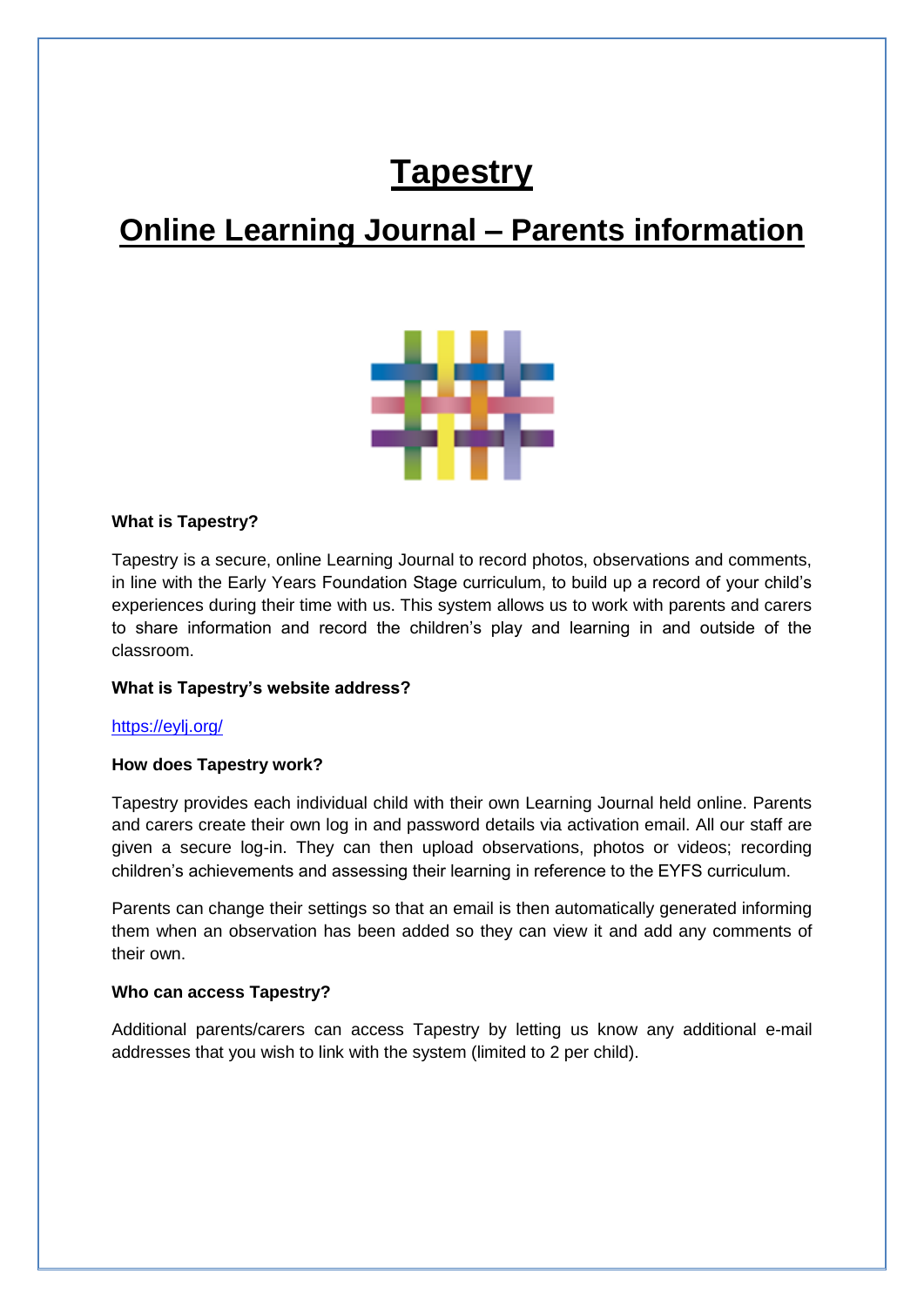# Tapestry

## Online Learning Journal – Parents information

**What is Tapestry?**

Tapestry is a secure, online Learning Journal to record photos, observations and comments, in line with the Early Years Foundation Stage curriculum, to build up a record of your child's experiences during their time with us. This system allows us to work with parents and carers to share information and record the children's play and learning in and outside of the classroom.

**What is Tapestry's website address?**

https://eylj.org/

**How does Tapestry work?**

Tapestry provides each individual child with their own Learning Journal held online. Parents and carers create their own log in and password details via activation email. All our staff are given a secure log-in. They can then upload observations, photos or videos; recording children's achievements and assessing their learning in reference to the EYFS curriculum.

Parents can change their settings so that an email is then automatically generated informing them when an observation has been added so they can view it and add any comments of their own.

**Who can access Tapestry?**

Additional parents/carers can access Tapestry by letting us know any additional e-mail addresses that you wish to link with the system (limited to 2 per child).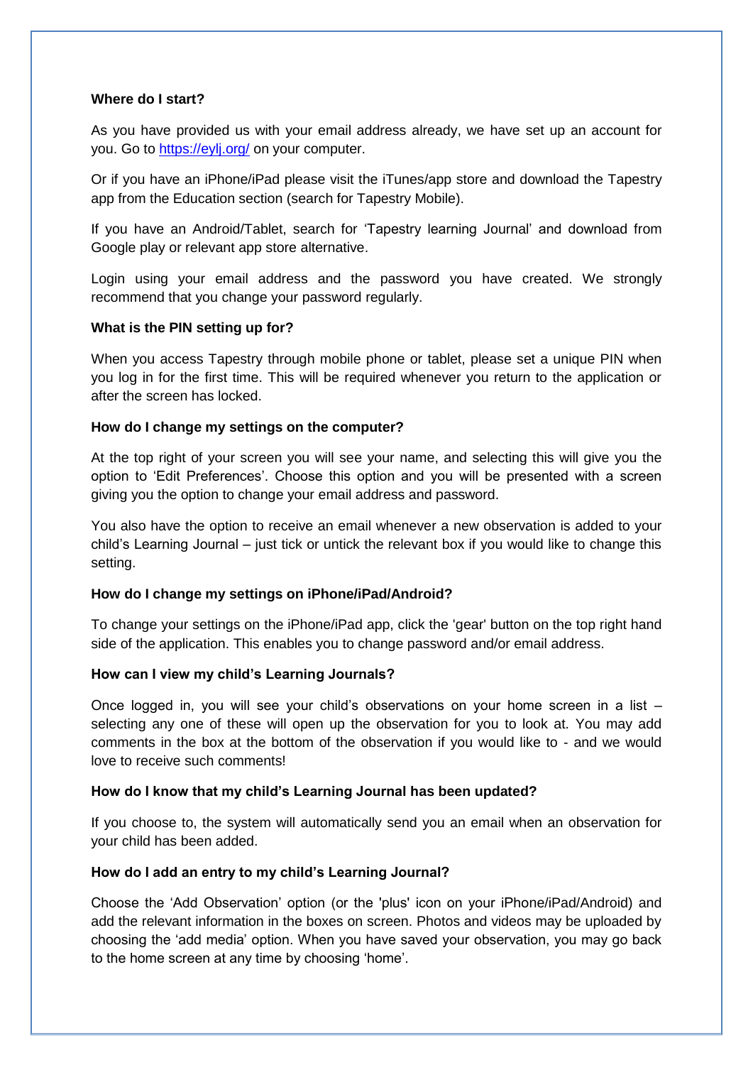**Where do I start?**

As you have provided us with your email address already, we have set up an account for you. Go to [https://eylj.org/](https://eylj.org/) on your computer.

Or if you have an iPhone/iPad please visit the iTunes/app store and download the Tapestry app from the Education section (search for Tapestry Mobile).

If you have an Android/Tablet, search for 'Tapestry learning Journal' and download from Google play or relevant app store alternative.

Login using your email address and the password you have created. We strongly recommend that you change your password regularly.

**What is the PIN setting up for?**

When you access Tapestry through mobile phone or tablet, please set a unique PIN when you log in for the first time. This will be required whenever you return to the application or after the screen has locked.

**How do I change my settings on the computer?**

At the top right of your screen you will see your name, and selecting this will give you the option to 'Edit Preferences'. Choose this option and you will be presented with a screen giving you the option to change your email address and password.

You also have the option to receive an email whenever a new observation is added to your child's Learning Journal – just tick or untick the relevant box if you would like to change this setting.

**How do I change my settings on iPhone/iPad/Android?**

To change your settings on the iPhone/iPad app, click the 'gear' button on the top right hand side of the application. This enables you to change password and/or email address.

**How can I view my child's Learning Journals?**

Once logged in, you will see your child's observations on your home screen in a list – selecting any one of these will open up the observation for you to look at. You may add comments in the box at the bottom of the observation if you would like to - and we would love to receive such comments!

**How do I know that my child's Learning Journal has been updated?**

If you choose to, the system will automatically send you an email when an observation for your child has been added.

**How do I add an entry to my child's Learning Journal?**

Choose the 'Add Observation' option (or the 'plus' icon on your iPhone/iPad/Android) and add the relevant information in the boxes on screen. Photos and videos may be uploaded by choosing the 'add media' option. When you have saved your observation, you may go back to the home screen at any time by choosing 'home'.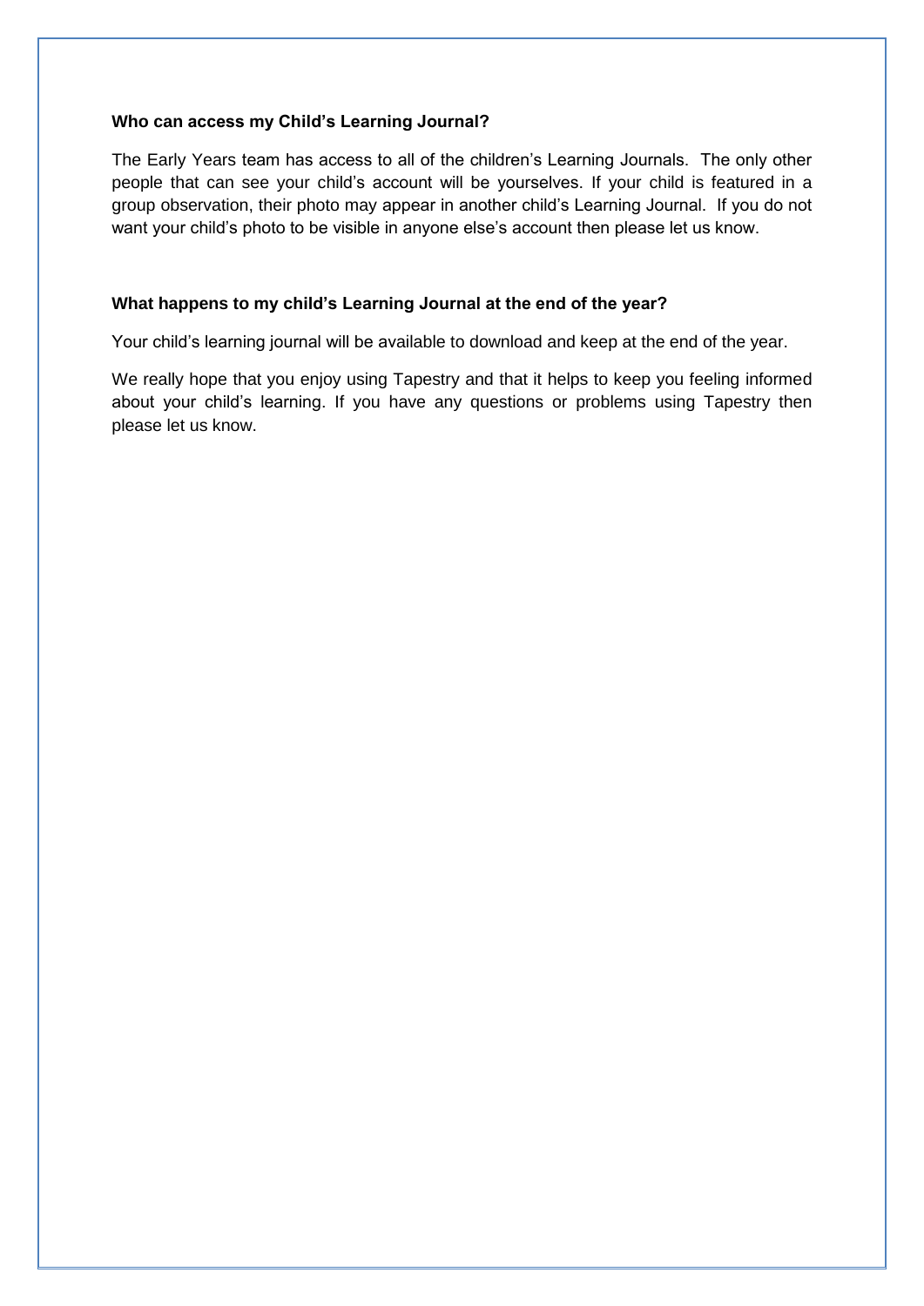**Who can access my Child's Learning Journal?**

The Early Years team has access to all of the children's Learning Journals. The only other people that can see your child's account will be yourselves. If your child is featured in a group observation, their photo may appear in another child's Learning Journal. If you do not want your child's photo to be visible in anyone else's account then please let us know.

**What happens to my child's Learning Journal at the end of the year?**

Your child's learning journal will be available to download and keep at the end of the year.

We really hope that you enjoy using Tapestry and that it helps to keep you feeling informed about your child's learning. If you have any questions or problems using Tapestry then please let us know.